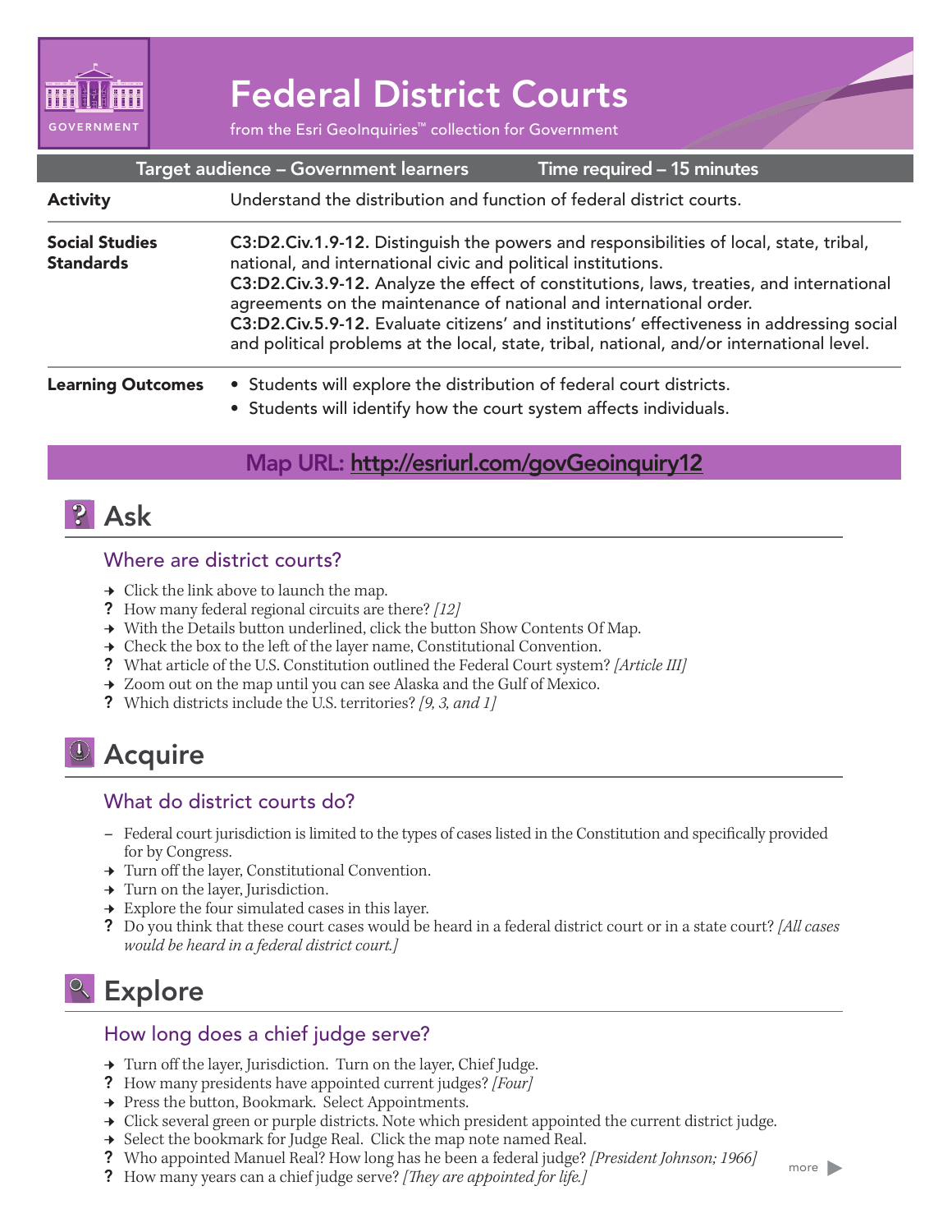GOVERNMENT

# Federal District Courts

from the Esri GeoInquiries™ collection for Government

| Target audience – Government learners | Time required – 15 minutes |
|---|---|

| | |
|---|---|
| **Activity** | Understand the distribution and function of federal district courts. |
| **Social Studies Standards** | **C3:D2.Civ.1.9-12.** Distinguish the powers and responsibilities of local, state, tribal, national, and international civic and political institutions.<br>**C3:D2.Civ.3.9-12.** Analyze the effect of constitutions, laws, treaties, and international agreements on the maintenance of national and international order.<br>**C3:D2.Civ.5.9-12.** Evaluate citizens' and institutions' effectiveness in addressing social and political problems at the local, state, tribal, national, and/or international level. |
| **Learning Outcomes** | • Students will explore the distribution of federal court districts.<br>• Students will identify how the court system affects individuals. |

**Map URL: http://esriurl.com/govGeoinquiry12**

## Ask

### Where are district courts?

→ Click the link above to launch the map.

? How many federal regional circuits are there? *[12]*

→ With the Details button underlined, click the button Show Contents Of Map.

→ Check the box to the left of the layer name, Constitutional Convention.

? What article of the U.S. Constitution outlined the Federal Court system? *[Article III]*

→ Zoom out on the map until you can see Alaska and the Gulf of Mexico.

? Which districts include the U.S. territories? *[9, 3, and 1]*

## Acquire

### What do district courts do?

– Federal court jurisdiction is limited to the types of cases listed in the Constitution and specifically provided for by Congress.

→ Turn off the layer, Constitutional Convention.

→ Turn on the layer, Jurisdiction.

→ Explore the four simulated cases in this layer.

? Do you think that these court cases would be heard in a federal district court or in a state court? *[All cases would be heard in a federal district court.]*

## Explore

### How long does a chief judge serve?

→ Turn off the layer, Jurisdiction. Turn on the layer, Chief Judge.

? How many presidents have appointed current judges? *[Four]*

→ Press the button, Bookmark. Select Appointments.

→ Click several green or purple districts. Note which president appointed the current district judge.

→ Select the bookmark for Judge Real. Click the map note named Real.

? Who appointed Manuel Real? How long has he been a federal judge? *[President Johnson; 1966]*

? How many years can a chief judge serve? *[They are appointed for life.]*

more ▶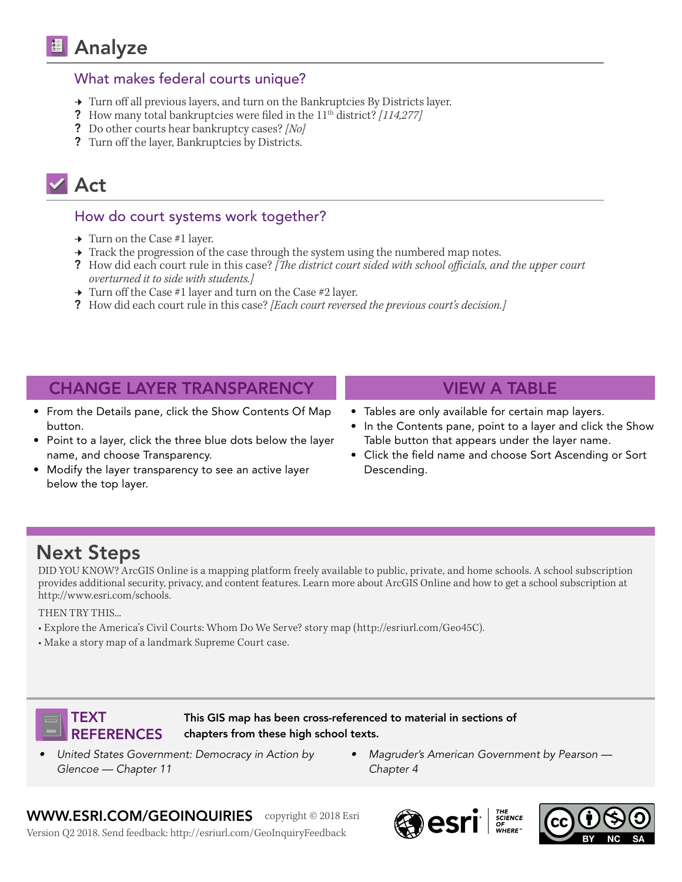# Analyze

### What makes federal courts unique?

- → Turn off all previous layers, and turn on the Bankruptcies By Districts layer.
- ? How many total bankruptcies were filed in the 11th district? *[114,277]*
- ? Do other courts hear bankruptcy cases? *[No]*
- ? Turn off the layer, Bankruptcies by Districts.

# Act

### How do court systems work together?

- → Turn on the Case #1 layer.
- → Track the progression of the case through the system using the numbered map notes.
- ? How did each court rule in this case? *[The district court sided with school officials, and the upper court overturned it to side with students.]*
- → Turn off the Case #1 layer and turn on the Case #2 layer.
- ? How did each court rule in this case? *[Each court reversed the previous court's decision.]*

## CHANGE LAYER TRANSPARENCY

- From the Details pane, click the Show Contents Of Map button.
- Point to a layer, click the three blue dots below the layer name, and choose Transparency.
- Modify the layer transparency to see an active layer below the top layer.

## VIEW A TABLE

- Tables are only available for certain map layers.
- In the Contents pane, point to a layer and click the Show Table button that appears under the layer name.
- Click the field name and choose Sort Ascending or Sort Descending.

# Next Steps

DID YOU KNOW? ArcGIS Online is a mapping platform freely available to public, private, and home schools. A school subscription provides additional security, privacy, and content features. Learn more about ArcGIS Online and how to get a school subscription at http://www.esri.com/schools.

THEN TRY THIS...

- Explore the America's Civil Courts: Whom Do We Serve? story map (http://esriurl.com/Geo45C).
- Make a story map of a landmark Supreme Court case.

## TEXT REFERENCES

**This GIS map has been cross-referenced to material in sections of chapters from these high school texts.**

- *United States Government: Democracy in Action by Glencoe — Chapter 11*
- *Magruder's American Government by Pearson — Chapter 4*

**WWW.ESRI.COM/GEOINQUIRIES** copyright © 2018 Esri

Version Q2 2018. Send feedback: http://esriurl.com/GeoInquiryFeedback